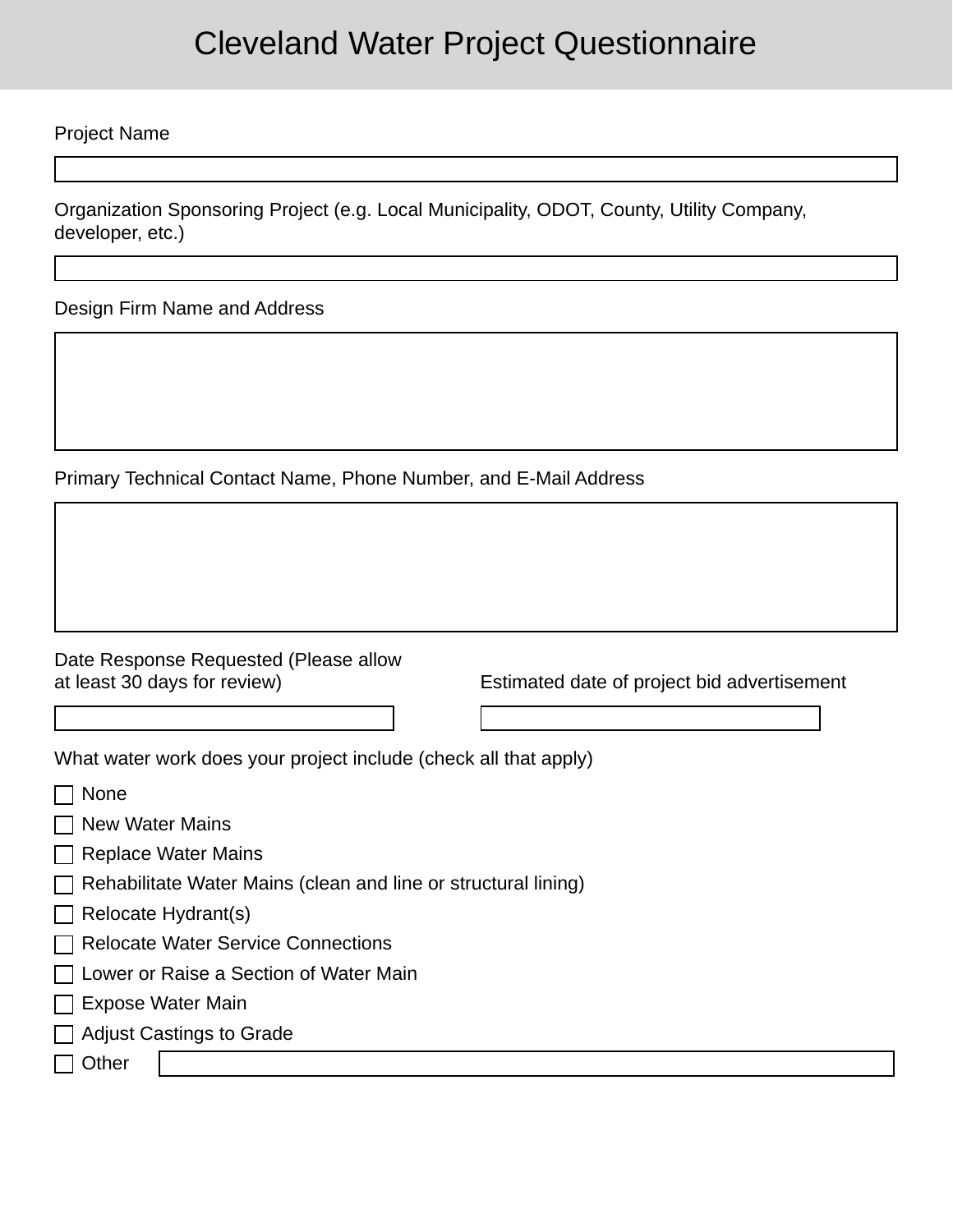# Cleveland Water Project Questionnaire

Project Name

\_\_\_\_\_\_\_\_\_\_\_\_\_\_\_\_\_\_\_\_\_\_\_\_\_\_\_\_\_\_

Organization Sponsoring Project (e.g. Local Municipality, ODOT, County, Utility Company, developer, etc.)

\_\_\_\_\_\_\_\_\_\_\_\_\_\_\_\_\_\_\_\_\_\_\_\_\_\_\_\_\_\_

Design Firm Name and Address

\_\_\_\_\_\_\_\_\_\_\_\_\_\_\_\_\_\_\_\_\_\_\_\_\_\_\_\_\_\_

Primary Technical Contact Name, Phone Number, and E-Mail Address

\_\_\_\_\_\_\_\_\_\_\_\_\_\_\_\_\_\_\_\_\_\_\_\_\_\_\_\_\_\_

Date Response Requested (Please allow at least 30 days for review)

\_\_\_\_\_\_\_\_\_\_\_\_\_\_\_\_\_\_\_\_\_\_\_\_\_\_\_\_\_\_

Estimated date of project bid advertisement

\_\_\_\_\_\_\_\_\_\_\_\_\_\_\_\_\_\_\_\_\_\_\_\_\_\_\_\_\_\_

What water work does your project include (check all that apply)

- ☐ None
- ☐ New Water Mains
- ☐ Replace Water Mains
- ☐ Rehabilitate Water Mains (clean and line or structural lining)
- ☐ Relocate Hydrant(s)
- ☐ Relocate Water Service Connections
- ☐ Lower or Raise a Section of Water Main
- ☐ Expose Water Main
- ☐ Adjust Castings to Grade
- ☐ Other \_\_\_\_\_\_\_\_\_\_\_\_\_\_\_\_\_\_\_\_\_\_\_\_\_\_\_\_\_\_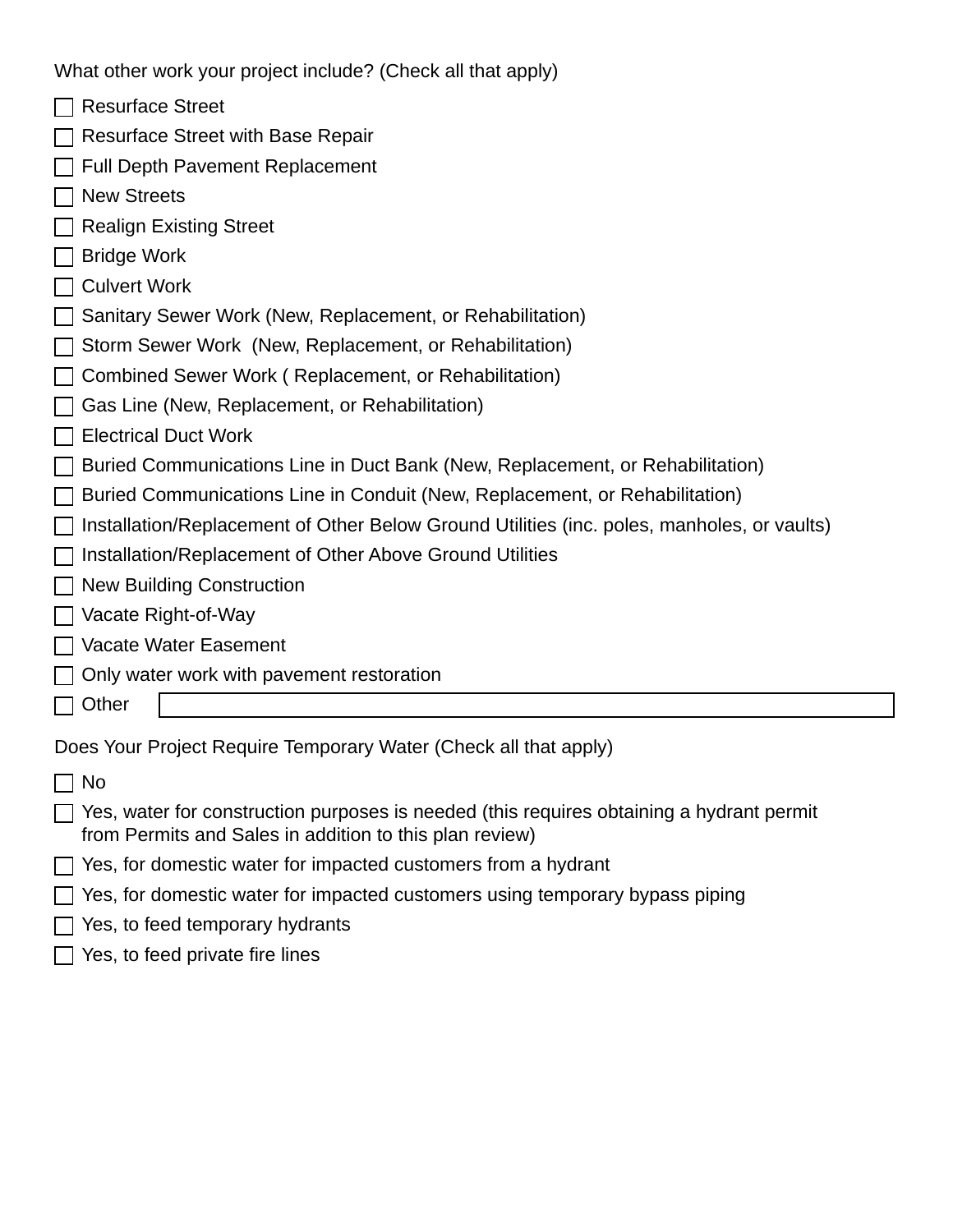What other work your project include? (Check all that apply)

- [ ] Resurface Street
- [ ] Resurface Street with Base Repair
- [ ] Full Depth Pavement Replacement
- [ ] New Streets
- [ ] Realign Existing Street
- [ ] Bridge Work
- [ ] Culvert Work
- [ ] Sanitary Sewer Work (New, Replacement, or Rehabilitation)
- [ ] Storm Sewer Work (New, Replacement, or Rehabilitation)
- [ ] Combined Sewer Work ( Replacement, or Rehabilitation)
- [ ] Gas Line (New, Replacement, or Rehabilitation)
- [ ] Electrical Duct Work
- [ ] Buried Communications Line in Duct Bank (New, Replacement, or Rehabilitation)
- [ ] Buried Communications Line in Conduit (New, Replacement, or Rehabilitation)
- [ ] Installation/Replacement of Other Below Ground Utilities (inc. poles, manholes, or vaults)
- [ ] Installation/Replacement of Other Above Ground Utilities
- [ ] New Building Construction
- [ ] Vacate Right-of-Way
- [ ] Vacate Water Easement
- [ ] Only water work with pavement restoration
- [ ] Other ______________________

Does Your Project Require Temporary Water (Check all that apply)

- [ ] No
- [ ] Yes, water for construction purposes is needed (this requires obtaining a hydrant permit from Permits and Sales in addition to this plan review)
- [ ] Yes, for domestic water for impacted customers from a hydrant
- [ ] Yes, for domestic water for impacted customers using temporary bypass piping
- [ ] Yes, to feed temporary hydrants
- [ ] Yes, to feed private fire lines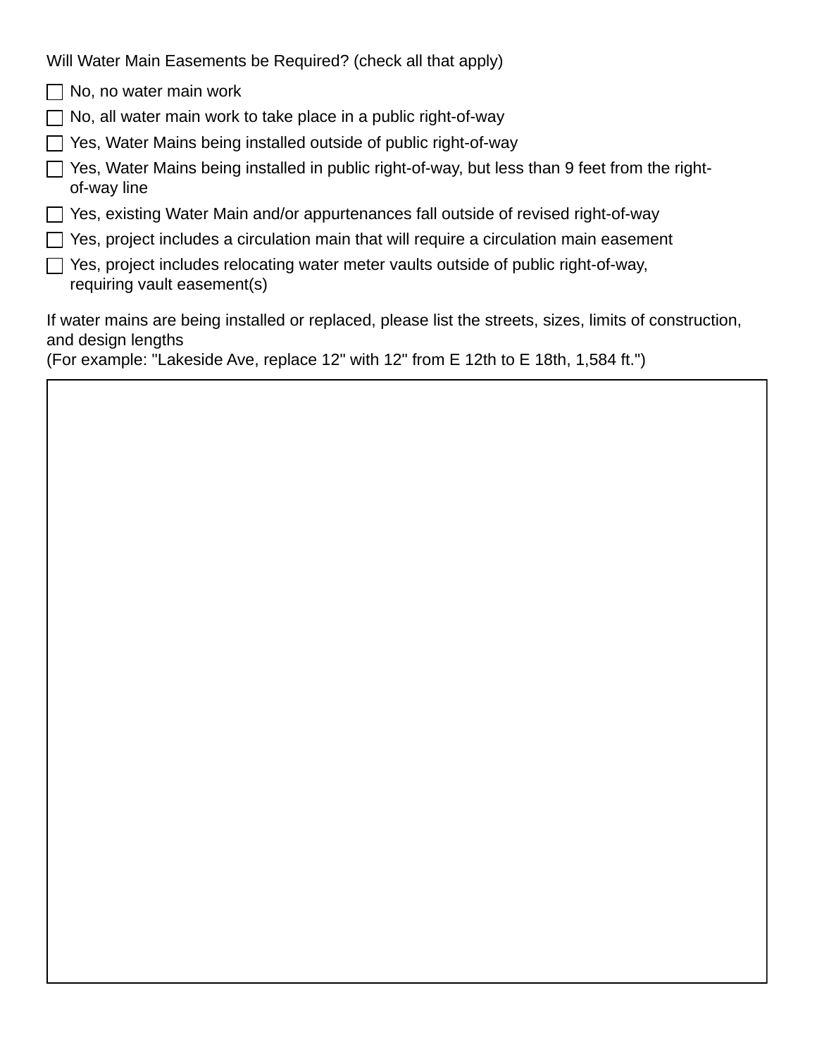Will Water Main Easements be Required? (check all that apply)

- [ ] No, no water main work
- [ ] No, all water main work to take place in a public right-of-way
- [ ] Yes, Water Mains being installed outside of public right-of-way
- [ ] Yes, Water Mains being installed in public right-of-way, but less than 9 feet from the right-of-way line
- [ ] Yes, existing Water Main and/or appurtenances fall outside of revised right-of-way
- [ ] Yes, project includes a circulation main that will require a circulation main easement
- [ ] Yes, project includes relocating water meter vaults outside of public right-of-way, requiring vault easement(s)

If water mains are being installed or replaced, please list the streets, sizes, limits of construction, and design lengths
(For example: "Lakeside Ave, replace 12" with 12" from E 12th to E 18th, 1,584 ft.")